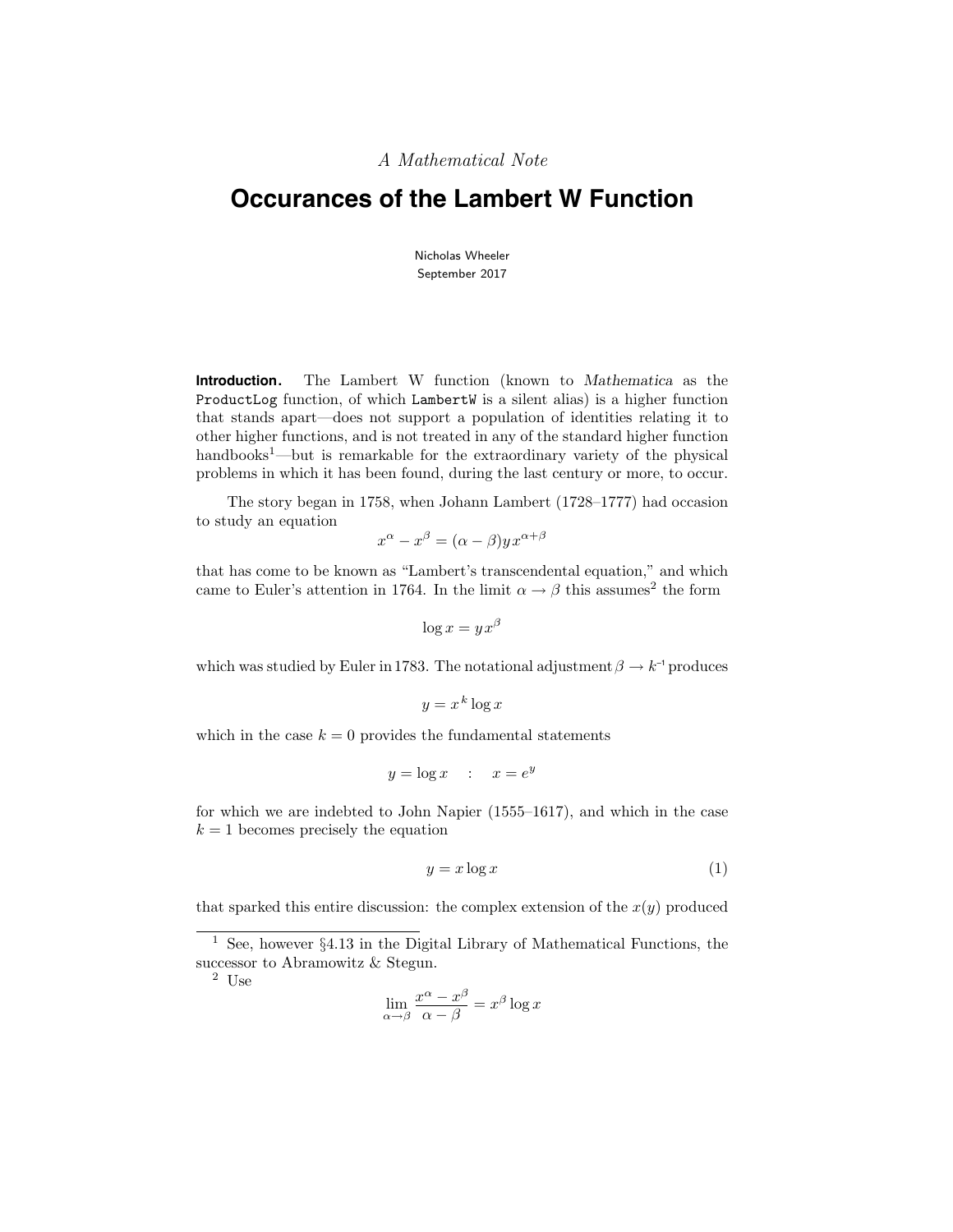*A Mathematical Note*

# Occurances of the Lambert W Function

Nicholas Wheeler
September 2017

**Introduction.** The Lambert W function (known to *Mathematica* as the `ProductLog` function, of which `LambertW` is a silent alias) is a higher function that stands apart—does not support a population of identities relating it to other higher functions, and is not treated in any of the standard higher function handbooks[1]—but is remarkable for the extraordinary variety of the physical problems in which it has been found, during the last century or more, to occur.

The story began in 1758, when Johann Lambert (1728–1777) had occasion to study an equation

$$x^\alpha - x^\beta = (\alpha - \beta) y \, x^{\alpha+\beta}$$

that has come to be known as "Lambert's transcendental equation," and which came to Euler's attention in 1764. In the limit $\alpha \to \beta$ this assumes[2] the form

$$\log x = y \, x^\beta$$

which was studied by Euler in 1783. The notational adjustment $\beta \to k^{-1}$ produces

$$y = x^k \log x$$

which in the case $k = 0$ provides the fundamental statements

$$y = \log x \quad : \quad x = e^y$$

for which we are indebted to John Napier (1555–1617), and which in the case $k = 1$ becomes precisely the equation

$$y = x \log x \tag{1}$$

that sparked this entire discussion: the complex extension of the $x(y)$ produced

---

[1] See, however §4.13 in the Digital Library of Mathematical Functions, the successor to Abramowitz & Stegun.

[2] Use

$$\lim_{\alpha \to \beta} \frac{x^\alpha - x^\beta}{\alpha - \beta} = x^\beta \log x$$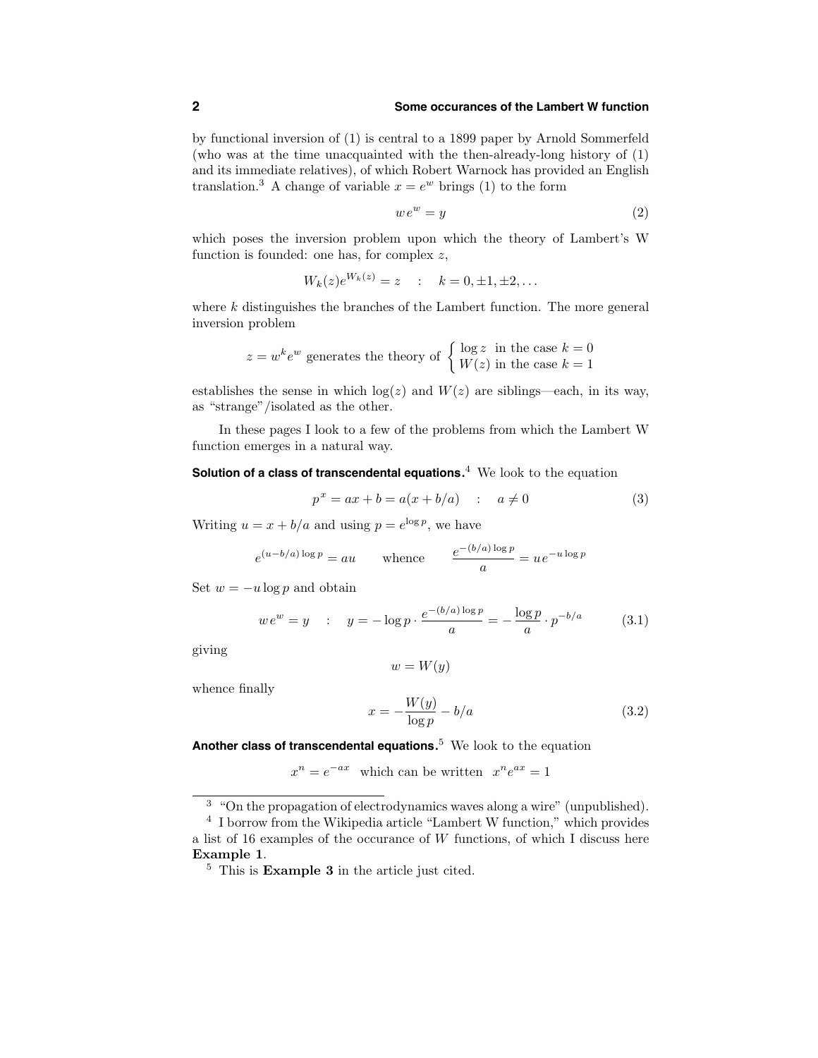by functional inversion of (1) is central to a 1899 paper by Arnold Sommerfeld (who was at the time unacquainted with the then-already-long history of (1) and its immediate relatives), of which Robert Warnock has provided an English translation.[3] A change of variable $x = e^w$ brings (1) to the form

$$w\,e^w = y \tag{2}$$

which poses the inversion problem upon which the theory of Lambert's W function is founded: one has, for complex $z$,

$$W_k(z)e^{W_k(z)} = z \quad : \quad k = 0, \pm 1, \pm 2, \ldots$$

where $k$ distinguishes the branches of the Lambert function. The more general inversion problem

$$z = w^k e^w \text{ generates the theory of } \begin{cases} \log z & \text{in the case } k = 0 \\ W(z) & \text{in the case } k = 1 \end{cases}$$

establishes the sense in which $\log(z)$ and $W(z)$ are siblings—each, in its way, as "strange"/isolated as the other.

In these pages I look to a few of the problems from which the Lambert W function emerges in a natural way.

**Solution of a class of transcendental equations.**[4] We look to the equation

$$p^x = ax + b = a(x + b/a) \quad : \quad a \neq 0 \tag{3}$$

Writing $u = x + b/a$ and using $p = e^{\log p}$, we have

$$e^{(u-b/a)\log p} = au \qquad \text{whence} \qquad \frac{e^{-(b/a)\log p}}{a} = u\,e^{-u\log p}$$

Set $w = -u\log p$ and obtain

$$w\,e^w = y \quad : \quad y = -\log p \cdot \frac{e^{-(b/a)\log p}}{a} = -\frac{\log p}{a} \cdot p^{-b/a} \tag{3.1}$$

giving

$$w = W(y)$$

whence finally

$$x = -\frac{W(y)}{\log p} - b/a \tag{3.2}$$

**Another class of transcendental equations.**[5] We look to the equation

$$x^n = e^{-ax} \quad \text{which can be written} \quad x^n e^{ax} = 1$$

---

[3] "On the propagation of electrodynamics waves along a wire" (unpublished).

[4] I borrow from the Wikipedia article "Lambert W function," which provides a list of 16 examples of the occurance of $W$ functions, of which I discuss here **Example 1**.

[5] This is **Example 3** in the article just cited.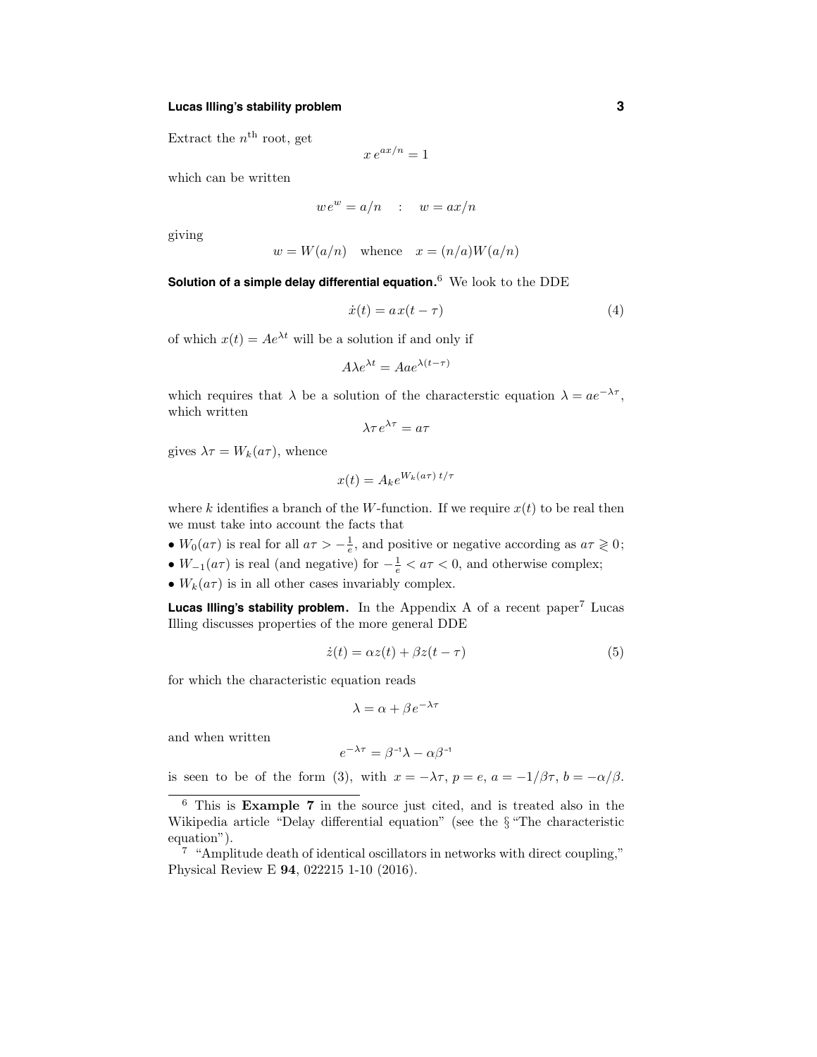Extract the $n^{\text{th}}$ root, get

$$x\,e^{ax/n} = 1$$

which can be written

$$w\,e^{w} = a/n \quad : \quad w = ax/n$$

giving

$$w = W(a/n) \quad \text{whence} \quad x = (n/a)W(a/n)$$

**Solution of a simple delay differential equation.**[6] We look to the DDE

$$\dot{x}(t) = a\,x(t-\tau) \tag{4}$$

of which $x(t) = Ae^{\lambda t}$ will be a solution if and only if

$$A\lambda e^{\lambda t} = Aae^{\lambda(t-\tau)}$$

which requires that $\lambda$ be a solution of the characterstic equation $\lambda = ae^{-\lambda\tau}$, which written

$$\lambda\tau\,e^{\lambda\tau} = a\tau$$

gives $\lambda\tau = W_k(a\tau)$, whence

$$x(t) = A_k e^{W_k(a\tau)\,t/\tau}$$

where $k$ identifies a branch of the $W$-function. If we require $x(t)$ to be real then we must take into account the facts that

- $W_0(a\tau)$ is real for all $a\tau > -\frac{1}{e}$, and positive or negative according as $a\tau \gtrless 0$;
- $W_{-1}(a\tau)$ is real (and negative) for $-\frac{1}{e} < a\tau < 0$, and otherwise complex;
- $W_k(a\tau)$ is in all other cases invariably complex.

**Lucas Illing's stability problem.** In the Appendix A of a recent paper[7] Lucas Illing discusses properties of the more general DDE

$$\dot{z}(t) = \alpha z(t) + \beta z(t-\tau) \tag{5}$$

for which the characteristic equation reads

$$\lambda = \alpha + \beta\,e^{-\lambda\tau}$$

and when written

$$e^{-\lambda\tau} = \beta^{-1}\lambda - \alpha\beta^{-1}$$

is seen to be of the form (3), with $x = -\lambda\tau$, $p = e$, $a = -1/\beta\tau$, $b = -\alpha/\beta$.

---

[6] This is **Example 7** in the source just cited, and is treated also in the Wikipedia article "Delay differential equation" (see the § "The characteristic equation").

[7] "Amplitude death of identical oscillators in networks with direct coupling," Physical Review E **94**, 022215 1-10 (2016).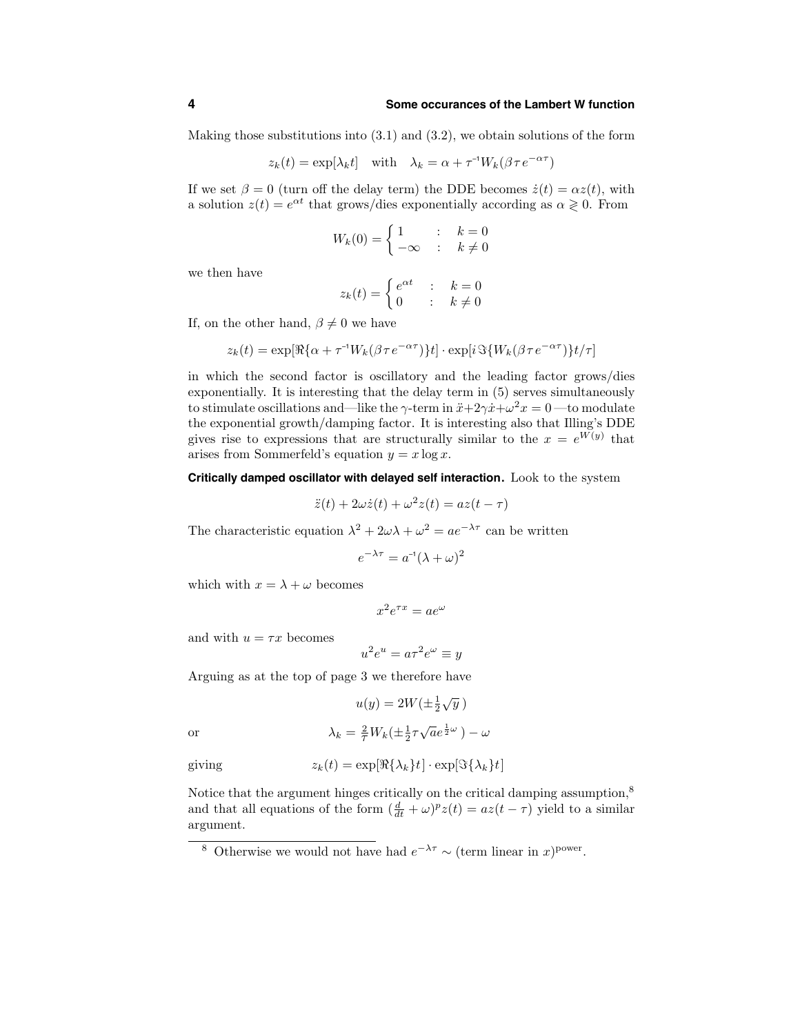Making those substitutions into (3.1) and (3.2), we obtain solutions of the form

$$z_k(t) = \exp[\lambda_k t] \quad \text{with} \quad \lambda_k = \alpha + \tau^{-1} W_k(\beta\tau e^{-\alpha\tau})$$

If we set $\beta = 0$ (turn off the delay term) the DDE becomes $\dot{z}(t) = \alpha z(t)$, with a solution $z(t) = e^{\alpha t}$ that grows/dies exponentially according as $\alpha \gtrless 0$. From

$$W_k(0) = \begin{cases} 1 & : \quad k = 0 \\ -\infty & : \quad k \neq 0 \end{cases}$$

we then have

$$z_k(t) = \begin{cases} e^{\alpha t} & : \quad k = 0 \\ 0 & : \quad k \neq 0 \end{cases}$$

If, on the other hand, $\beta \neq 0$ we have

$$z_k(t) = \exp[\Re\{\alpha + \tau^{-1} W_k(\beta\tau e^{-\alpha\tau})\}t] \cdot \exp[i\Im\{W_k(\beta\tau e^{-\alpha\tau})\}t/\tau]$$

in which the second factor is oscillatory and the leading factor grows/dies exponentially. It is interesting that the delay term in (5) serves simultaneously to stimulate oscillations and—like the $\gamma$-term in $\ddot{x}+2\gamma\dot{x}+\omega^2 x = 0$—to modulate the exponential growth/damping factor. It is interesting also that Illing's DDE gives rise to expressions that are structurally similar to the $x = e^{W(y)}$ that arises from Sommerfeld's equation $y = x\log x$.

**Critically damped oscillator with delayed self interaction.** Look to the system

$$\ddot{z}(t) + 2\omega\dot{z}(t) + \omega^2 z(t) = az(t-\tau)$$

The characteristic equation $\lambda^2 + 2\omega\lambda + \omega^2 = ae^{-\lambda\tau}$ can be written

$$e^{-\lambda\tau} = a^{-1}(\lambda + \omega)^2$$

which with $x = \lambda + \omega$ becomes

$$x^2 e^{\tau x} = ae^{\omega}$$

and with $u = \tau x$ becomes

$$u^2 e^u = a\tau^2 e^{\omega} \equiv y$$

Arguing as at the top of page 3 we therefore have

$$u(y) = 2W(\pm\tfrac{1}{2}\sqrt{y}\,)$$

or

$$\lambda_k = \tfrac{2}{\tau} W_k(\pm\tfrac{1}{2}\tau\sqrt{a}e^{\frac{1}{2}\omega}\,) - \omega$$

giving

$$z_k(t) = \exp[\Re\{\lambda_k\}t] \cdot \exp[\Im\{\lambda_k\}t]$$

Notice that the argument hinges critically on the critical damping assumption,[8] and that all equations of the form $(\frac{d}{dt} + \omega)^p z(t) = az(t-\tau)$ yield to a similar argument.

---

[8] Otherwise we would not have had $e^{-\lambda\tau} \sim (\text{term linear in } x)^{\text{power}}$.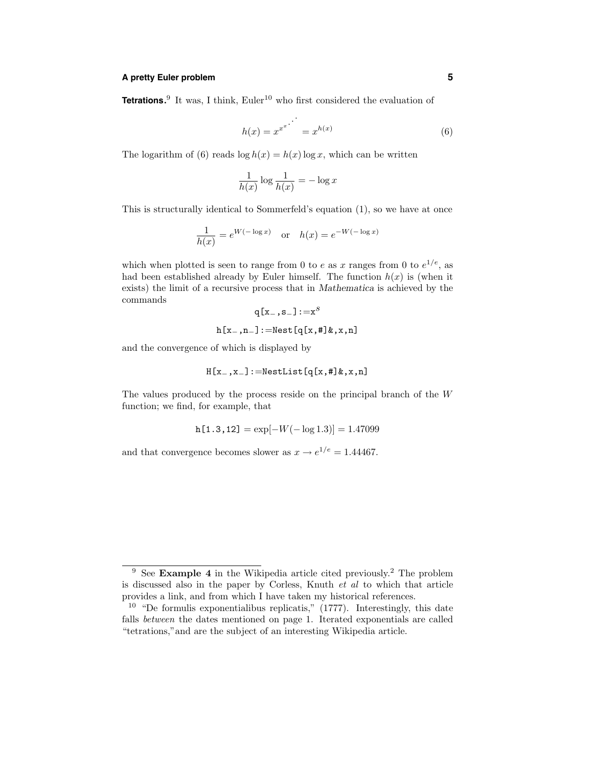**Tetrations.**[9] It was, I think, Euler[10] who first considered the evaluation of

$$h(x) = x^{x^{x^{\cdot^{\cdot^{\cdot}}}}} = x^{h(x)} \tag{6}$$

The logarithm of (6) reads $\log h(x) = h(x) \log x$, which can be written

$$\frac{1}{h(x)} \log \frac{1}{h(x)} = -\log x$$

This is structurally identical to Sommerfeld's equation (1), so we have at once

$$\frac{1}{h(x)} = e^{W(-\log x)} \quad \text{or} \quad h(x) = e^{-W(-\log x)}$$

which when plotted is seen to range from 0 to $e$ as $x$ ranges from 0 to $e^{1/e}$, as had been established already by Euler himself. The function $h(x)$ is (when it exists) the limit of a recursive process that in *Mathematica* is achieved by the commands

```
q[x_,s_]:=x^s
h[x_,n_]:=Nest[q[x,#]&,x,n]
```

and the convergence of which is displayed by

```
H[x_,x_]:=NestList[q[x,#]&,x,n]
```

The values produced by the process reside on the principal branch of the $W$ function; we find, for example, that

$$\texttt{h[1.3,12]} = \exp[-W(-\log 1.3)] = 1.47099$$

and that convergence becomes slower as $x \to e^{1/e} = 1.44467$.

---

[9] See **Example 4** in the Wikipedia article cited previously.[2] The problem is discussed also in the paper by Corless, Knuth *et al* to which that article provides a link, and from which I have taken my historical references.

[10] "De formulis exponentialibus replicatis," (1777). Interestingly, this date falls *between* the dates mentioned on page 1. Iterated exponentials are called "tetrations," and are the subject of an interesting Wikipedia article.